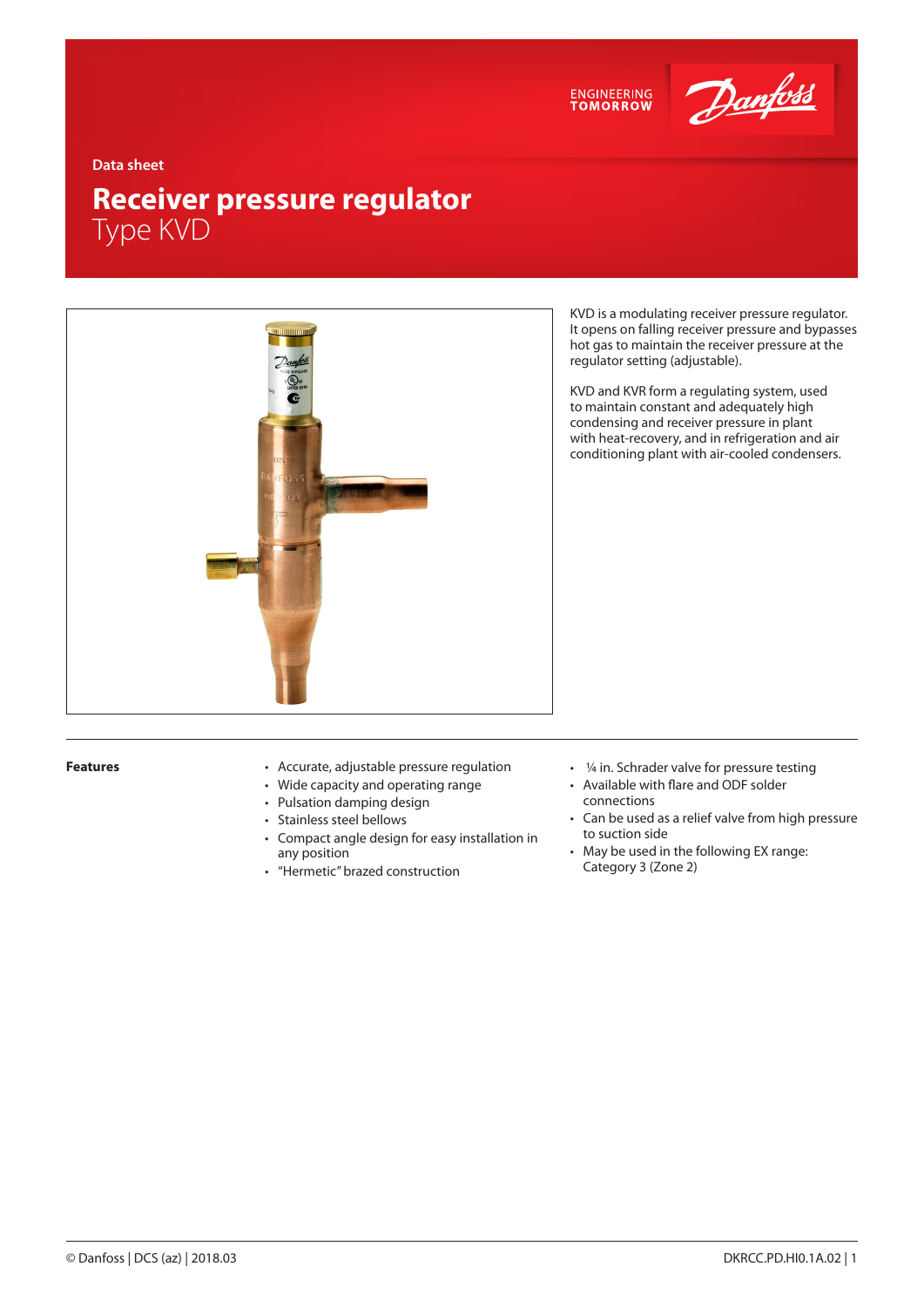Data sheet

# Receiver pressure regulator
## Type KVD

KVD is a modulating receiver pressure regulator. It opens on falling receiver pressure and bypasses hot gas to maintain the receiver pressure at the regulator setting (adjustable).

KVD and KVR form a regulating system, used to maintain constant and adequately high condensing and receiver pressure in plant with heat-recovery, and in refrigeration and air conditioning plant with air-cooled condensers.

**Features**

- Accurate, adjustable pressure regulation
- Wide capacity and operating range
- Pulsation damping design
- Stainless steel bellows
- Compact angle design for easy installation in any position
- "Hermetic" brazed construction
- ¼ in. Schrader valve for pressure testing
- Available with flare and ODF solder connections
- Can be used as a relief valve from high pressure to suction side
- May be used in the following EX range: Category 3 (Zone 2)

© Danfoss | DCS (az) | 2018.03

DKRCC.PD.HI0.1A.02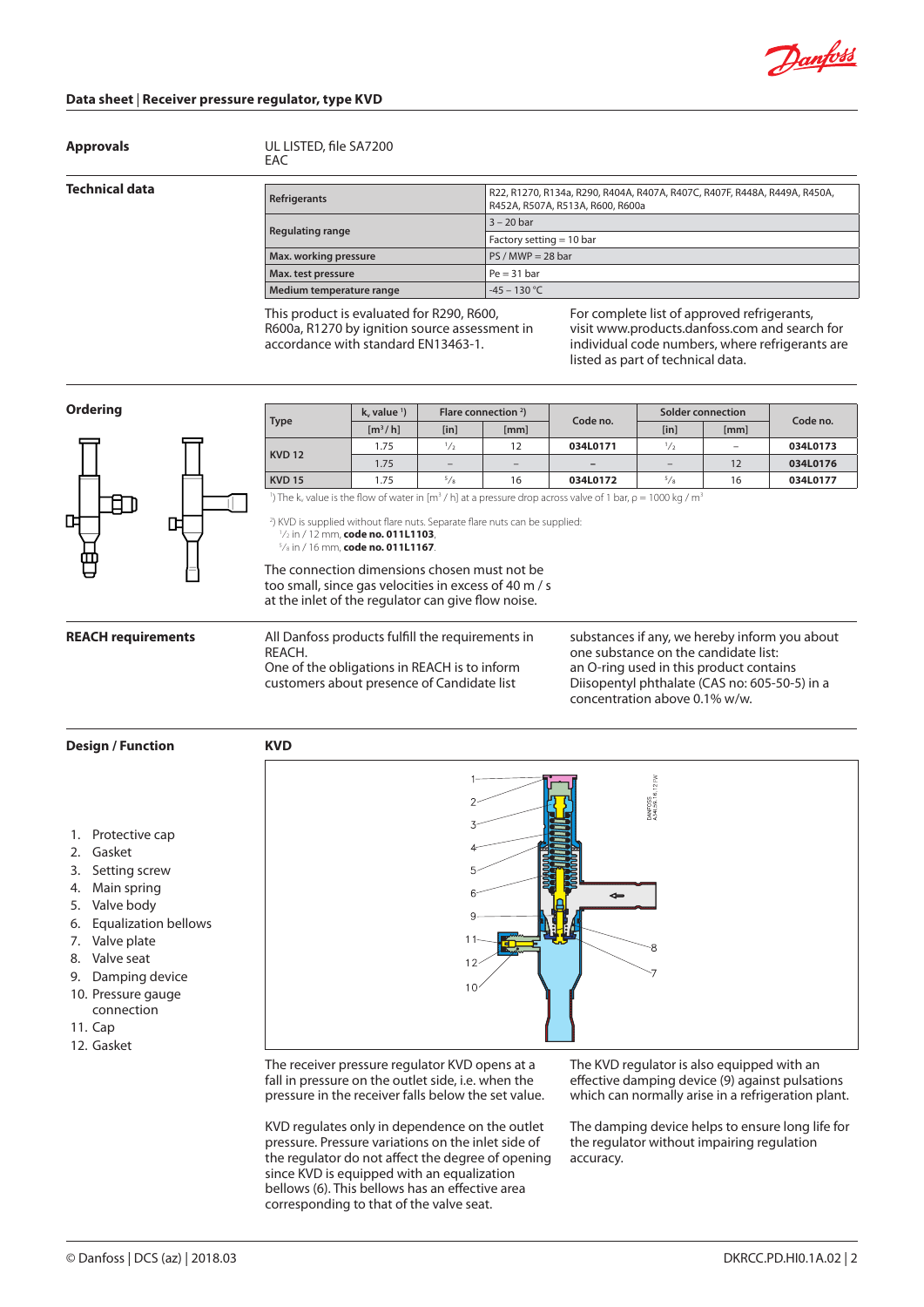## Approvals

UL LISTED, file SA7200
EAC

## Technical data

| | |
|---|---|
| Refrigerants | R22, R1270, R134a, R290, R404A, R407A, R407C, R407F, R448A, R449A, R450A, R452A, R507A, R513A, R600, R600a |
| Regulating range | 3 – 20 bar |
| | Factory setting = 10 bar |
| Max. working pressure | PS / MWP = 28 bar |
| Max. test pressure | Pe = 31 bar |
| Medium temperature range | -45 – 130 °C |

This product is evaluated for R290, R600, R600a, R1270 by ignition source assessment in accordance with standard EN13463-1.

For complete list of approved refrigerants, visit www.products.danfoss.com and search for individual code numbers, where refrigerants are listed as part of technical data.

## Ordering

| Type | $k_v$ value [1] | Flare connection [2] | | Code no. | Solder connection | | Code no. |
|---|---|---|---|---|---|---|---|
| | [m³/h] | [in] | [mm] | | [in] | [mm] | |
| KVD 12 | 1.75 | ½ | 12 | **034L0171** | ½ | – | **034L0173** |
| | 1.75 | – | – | – | – | 12 | **034L0176** |
| KVD 15 | 1.75 | ⅝ | 16 | **034L0172** | ⅝ | 16 | **034L0177** |

[1] The $k_v$ value is the flow of water in [m³ / h] at a pressure drop across valve of 1 bar, ρ = 1000 kg / m³

[2] KVD is supplied without flare nuts. Separate flare nuts can be supplied:
½ in / 12 mm, **code no. 011L1103**,
⅝ in / 16 mm, **code no. 011L1167**.

The connection dimensions chosen must not be too small, since gas velocities in excess of 40 m / s at the inlet of the regulator can give flow noise.

## REACH requirements

All Danfoss products fulfill the requirements in REACH.
One of the obligations in REACH is to inform customers about presence of Candidate list substances if any, we hereby inform you about one substance on the candidate list:
an O-ring used in this product contains Diisopentyl phthalate (CAS no: 605-50-5) in a concentration above 0.1% w/w.

## Design / Function

**KVD**

1. Protective cap
2. Gasket
3. Setting screw
4. Main spring
5. Valve body
6. Equalization bellows
7. Valve plate
8. Valve seat
9. Damping device
10. Pressure gauge connection
11. Cap
12. Gasket

The receiver pressure regulator KVD opens at a fall in pressure on the outlet side, i.e. when the pressure in the receiver falls below the set value.

KVD regulates only in dependence on the outlet pressure. Pressure variations on the inlet side of the regulator do not affect the degree of opening since KVD is equipped with an equalization bellows (6). This bellows has an effective area corresponding to that of the valve seat.

The KVD regulator is also equipped with an effective damping device (9) against pulsations which can normally arise in a refrigeration plant.

The damping device helps to ensure long life for the regulator without impairing regulation accuracy.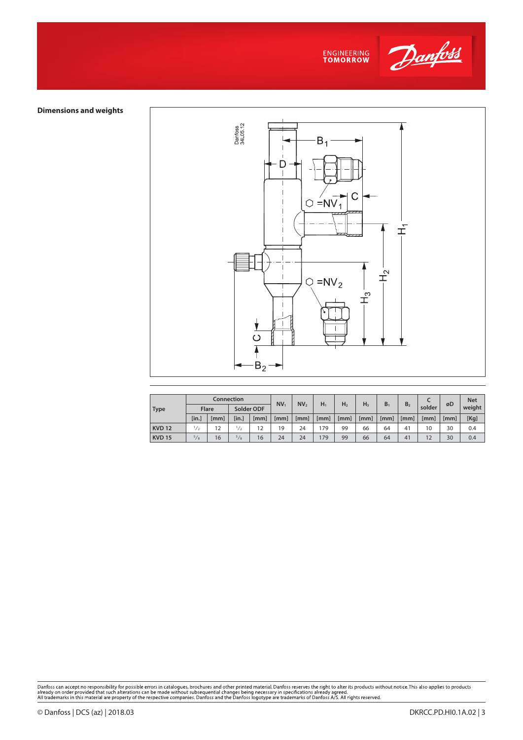## Dimensions and weights

Danfoss
34L05.12

B1
D
=NV1
C
H1
H2
=NV2
H3
C
B2

| Type | Connection | | | | $NV_1$ | $NV_2$ | $H_1$ | $H_2$ | $H_3$ | $B_1$ | $B_2$ | C solder | øD | Net weight |
|---|---|---|---|---|---|---|---|---|---|---|---|---|---|---|
| | Flare | | Solder ODF | | | | | | | | | | | |
| | [in.] | [mm] | [in.] | [mm] | [mm] | [mm] | [mm] | [mm] | [mm] | [mm] | [mm] | [mm] | [mm] | [Kg] |
| **KVD 12** | 1/2 | 12 | 1/2 | 12 | 19 | 24 | 179 | 99 | 66 | 64 | 41 | 10 | 30 | 0.4 |
| **KVD 15** | 5/8 | 16 | 5/8 | 16 | 24 | 24 | 179 | 99 | 66 | 64 | 41 | 12 | 30 | 0.4 |

Danfoss can accept no responsibility for possible errors in catalogues, brochures and other printed material. Danfoss reserves the right to alter its products without notice. This also applies to products already on order provided that such alterations can be made without subsequential changes being necessary in specifications already agreed.
All trademarks in this material are property of the respective companies. Danfoss and the Danfoss logotype are trademarks of Danfoss A/S. All rights reserved.